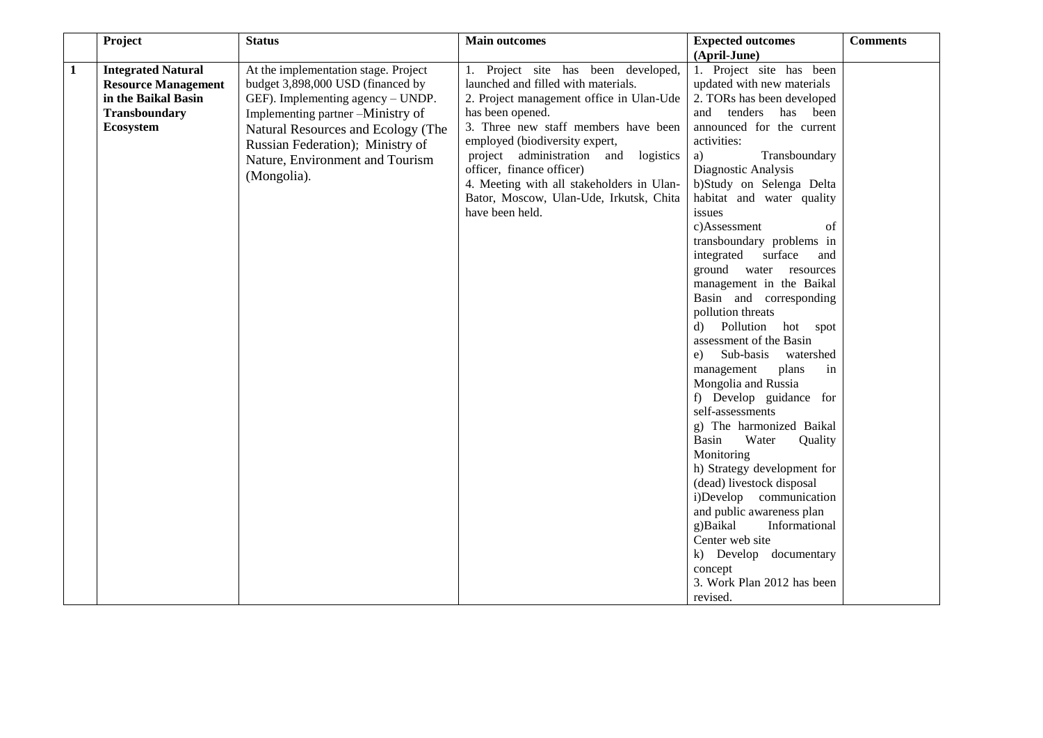|   | Project | Status | Main outcomes | Expected outcomes (April-June) | Comments |
|---|---|---|---|---|---|
| 1 | **Integrated Natural Resource Management in the Baikal Basin Transboundary Ecosystem** | At the implementation stage. Project budget 3,898,000 USD (financed by GEF). Implementing agency – UNDP. Implementing partner –Ministry of Natural Resources and Ecology (The Russian Federation); Ministry of Nature, Environment and Tourism (Mongolia). | 1. Project site has been developed, launched and filled with materials.<br>2. Project management office in Ulan-Ude has been opened.<br>3. Three new staff members have been employed (biodiversity expert, project administration and logistics officer, finance officer)<br>4. Meeting with all stakeholders in Ulan-Bator, Moscow, Ulan-Ude, Irkutsk, Chita have been held. | 1. Project site has been updated with new materials<br>2. TORs has been developed and tenders has been announced for the current activities:<br>a) Transboundary Diagnostic Analysis<br>b)Study on Selenga Delta habitat and water quality issues<br>c)Assessment of transboundary problems in integrated surface and ground water resources management in the Baikal Basin and corresponding pollution threats<br>d) Pollution hot spot assessment of the Basin<br>e) Sub-basis watershed management plans in Mongolia and Russia<br>f) Develop guidance for self-assessments<br>g) The harmonized Baikal Basin Water Quality Monitoring<br>h) Strategy development for (dead) livestock disposal<br>i)Develop communication and public awareness plan<br>g)Baikal Informational Center web site<br>k) Develop documentary concept<br>3. Work Plan 2012 has been revised. | |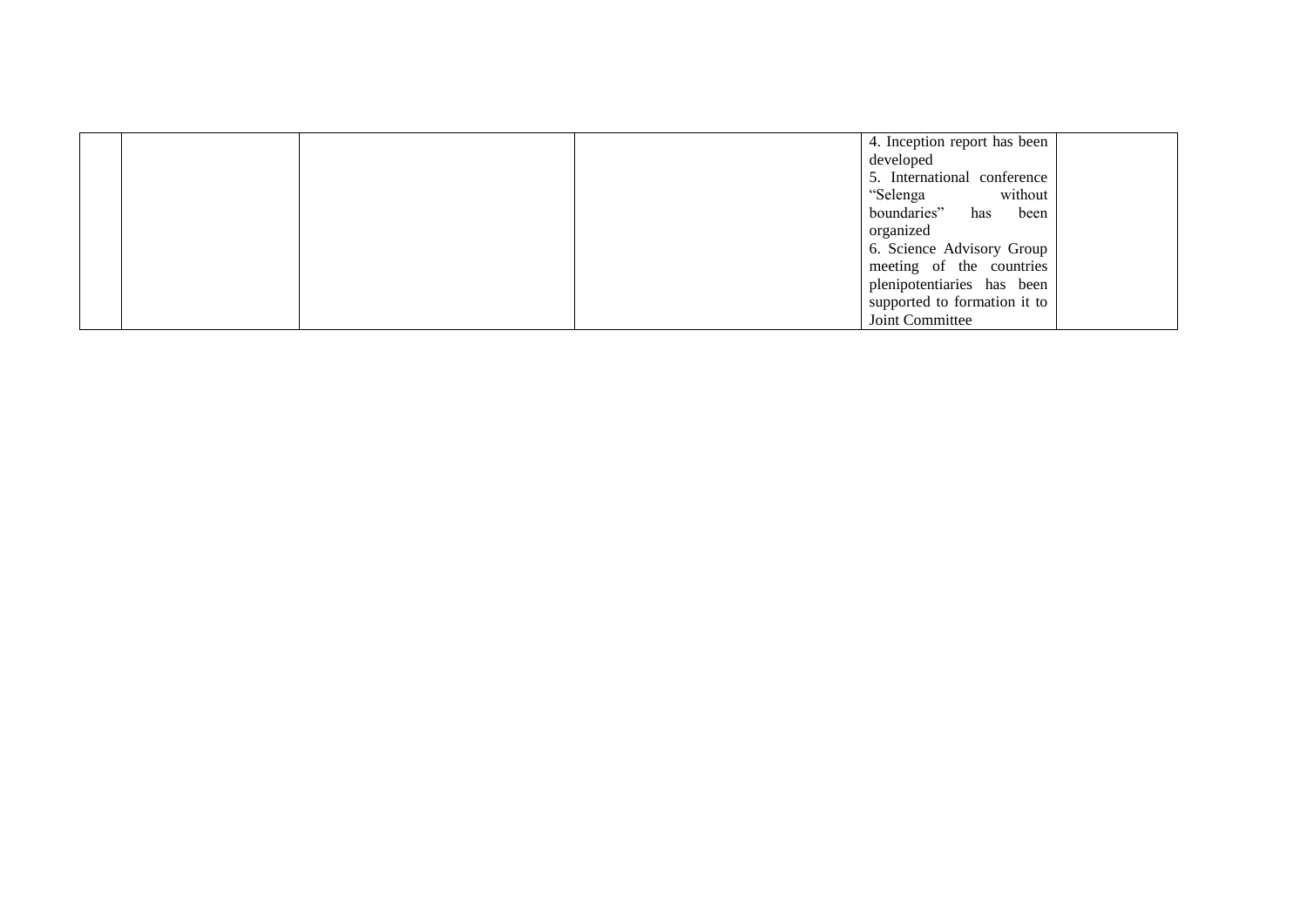| | | | | | |
|---|---|---|---|---|---|
| | | | | 4. Inception report has been developed<br>5. International conference "Selenga without boundaries" has been organized<br>6. Science Advisory Group meeting of the countries plenipotentiaries has been supported to formation it to Joint Committee | |